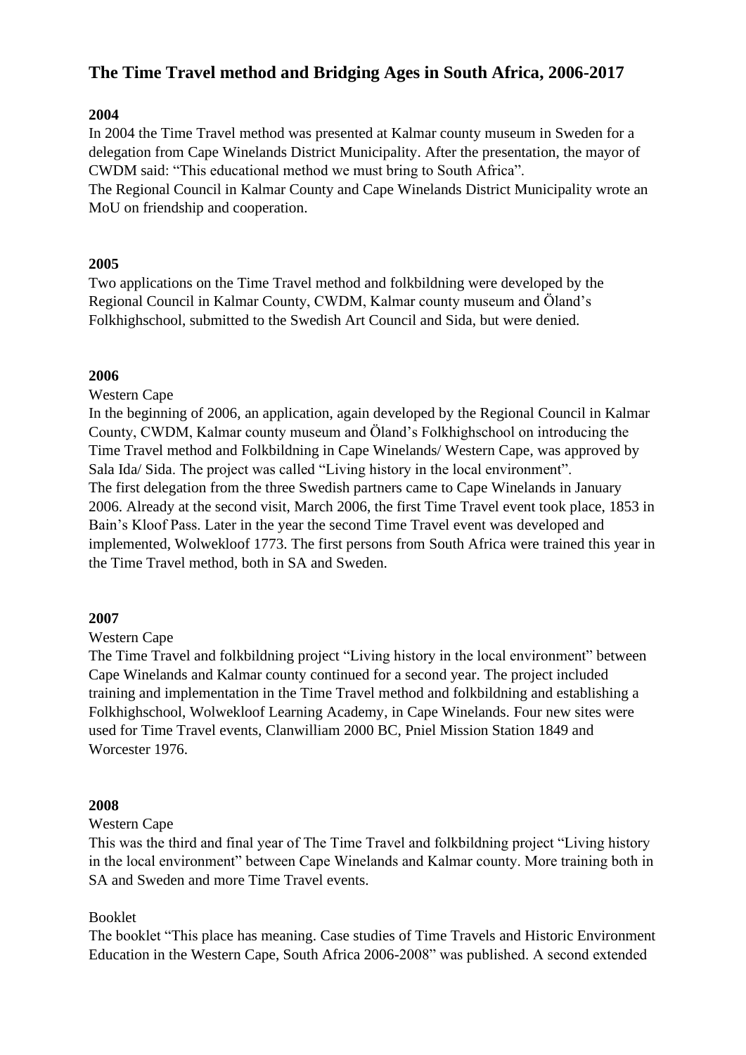# The Time Travel method and Bridging Ages in South Africa, 2006-2017

## 2004

In 2004 the Time Travel method was presented at Kalmar county museum in Sweden for a delegation from Cape Winelands District Municipality. After the presentation, the mayor of CWDM said: "This educational method we must bring to South Africa".
The Regional Council in Kalmar County and Cape Winelands District Municipality wrote an MoU on friendship and cooperation.

## 2005

Two applications on the Time Travel method and folkbildning were developed by the Regional Council in Kalmar County, CWDM, Kalmar county museum and Öland's Folkhighschool, submitted to the Swedish Art Council and Sida, but were denied.

## 2006

Western Cape

In the beginning of 2006, an application, again developed by the Regional Council in Kalmar County, CWDM, Kalmar county museum and Öland's Folkhighschool on introducing the Time Travel method and Folkbildning in Cape Winelands/ Western Cape, was approved by Sala Ida/ Sida. The project was called "Living history in the local environment".
The first delegation from the three Swedish partners came to Cape Winelands in January 2006. Already at the second visit, March 2006, the first Time Travel event took place, 1853 in Bain's Kloof Pass. Later in the year the second Time Travel event was developed and implemented, Wolwekloof 1773. The first persons from South Africa were trained this year in the Time Travel method, both in SA and Sweden.

## 2007

Western Cape

The Time Travel and folkbildning project "Living history in the local environment" between Cape Winelands and Kalmar county continued for a second year. The project included training and implementation in the Time Travel method and folkbildning and establishing a Folkhighschool, Wolwekloof Learning Academy, in Cape Winelands. Four new sites were used for Time Travel events, Clanwilliam 2000 BC, Pniel Mission Station 1849 and Worcester 1976.

## 2008

Western Cape

This was the third and final year of The Time Travel and folkbildning project "Living history in the local environment" between Cape Winelands and Kalmar county. More training both in SA and Sweden and more Time Travel events.

Booklet

The booklet "This place has meaning. Case studies of Time Travels and Historic Environment Education in the Western Cape, South Africa 2006-2008" was published. A second extended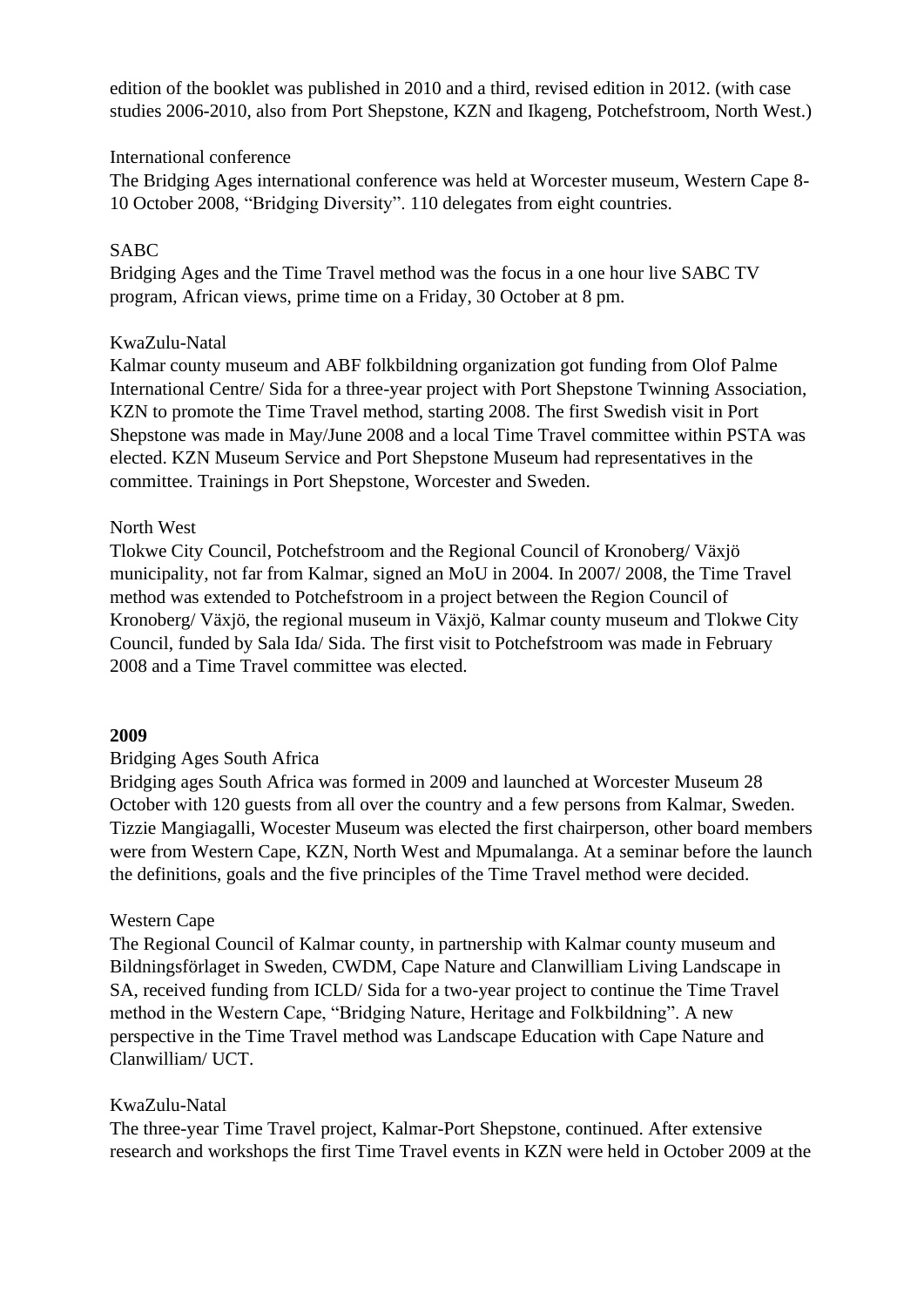edition of the booklet was published in 2010 and a third, revised edition in 2012. (with case studies 2006-2010, also from Port Shepstone, KZN and Ikageng, Potchefstroom, North West.)

International conference

The Bridging Ages international conference was held at Worcester museum, Western Cape 8-10 October 2008, "Bridging Diversity". 110 delegates from eight countries.

SABC

Bridging Ages and the Time Travel method was the focus in a one hour live SABC TV program, African views, prime time on a Friday, 30 October at 8 pm.

KwaZulu-Natal

Kalmar county museum and ABF folkbildning organization got funding from Olof Palme International Centre/ Sida for a three-year project with Port Shepstone Twinning Association, KZN to promote the Time Travel method, starting 2008. The first Swedish visit in Port Shepstone was made in May/June 2008 and a local Time Travel committee within PSTA was elected. KZN Museum Service and Port Shepstone Museum had representatives in the committee. Trainings in Port Shepstone, Worcester and Sweden.

North West

Tlokwe City Council, Potchefstroom and the Regional Council of Kronoberg/ Växjö municipality, not far from Kalmar, signed an MoU in 2004. In 2007/ 2008, the Time Travel method was extended to Potchefstroom in a project between the Region Council of Kronoberg/ Växjö, the regional museum in Växjö, Kalmar county museum and Tlokwe City Council, funded by Sala Ida/ Sida. The first visit to Potchefstroom was made in February 2008 and a Time Travel committee was elected.

**2009**

Bridging Ages South Africa

Bridging ages South Africa was formed in 2009 and launched at Worcester Museum 28 October with 120 guests from all over the country and a few persons from Kalmar, Sweden. Tizzie Mangiagalli, Wocester Museum was elected the first chairperson, other board members were from Western Cape, KZN, North West and Mpumalanga. At a seminar before the launch the definitions, goals and the five principles of the Time Travel method were decided.

Western Cape

The Regional Council of Kalmar county, in partnership with Kalmar county museum and Bildningsförlaget in Sweden, CWDM, Cape Nature and Clanwilliam Living Landscape in SA, received funding from ICLD/ Sida for a two-year project to continue the Time Travel method in the Western Cape, "Bridging Nature, Heritage and Folkbildning". A new perspective in the Time Travel method was Landscape Education with Cape Nature and Clanwilliam/ UCT.

KwaZulu-Natal

The three-year Time Travel project, Kalmar-Port Shepstone, continued. After extensive research and workshops the first Time Travel events in KZN were held in October 2009 at the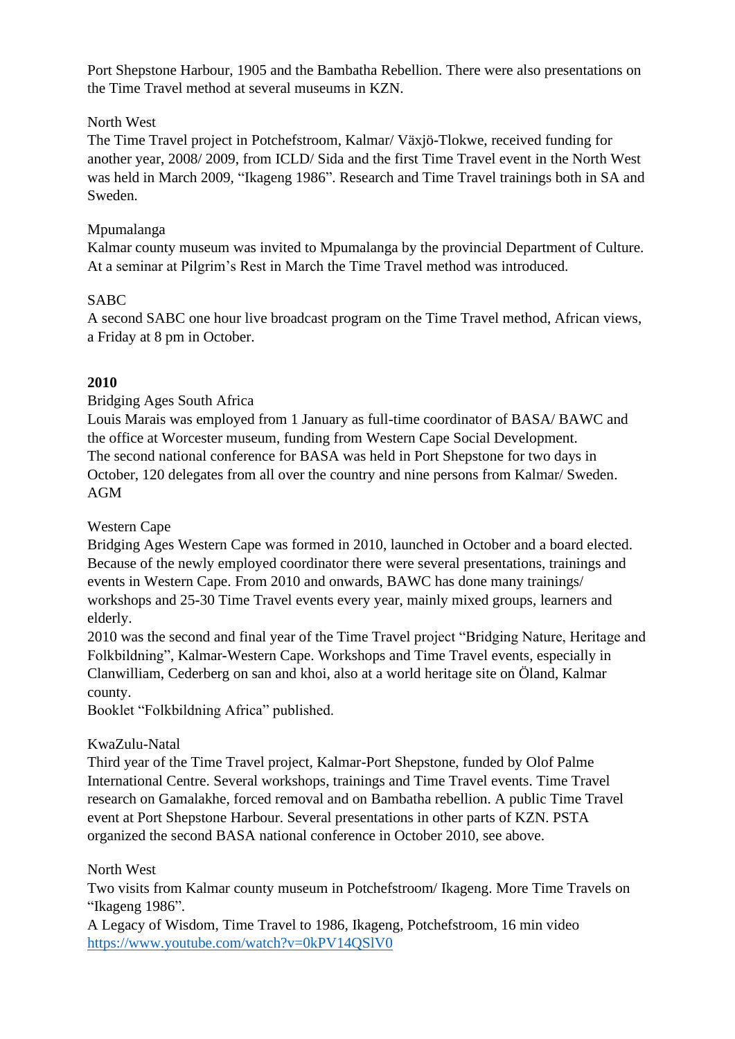Port Shepstone Harbour, 1905 and the Bambatha Rebellion. There were also presentations on the Time Travel method at several museums in KZN.

North West
The Time Travel project in Potchefstroom, Kalmar/ Växjö-Tlokwe, received funding for another year, 2008/ 2009, from ICLD/ Sida and the first Time Travel event in the North West was held in March 2009, "Ikageng 1986". Research and Time Travel trainings both in SA and Sweden.

Mpumalanga
Kalmar county museum was invited to Mpumalanga by the provincial Department of Culture. At a seminar at Pilgrim's Rest in March the Time Travel method was introduced.

SABC
A second SABC one hour live broadcast program on the Time Travel method, African views, a Friday at 8 pm in October.

**2010**

Bridging Ages South Africa
Louis Marais was employed from 1 January as full-time coordinator of BASA/ BAWC and the office at Worcester museum, funding from Western Cape Social Development.
The second national conference for BASA was held in Port Shepstone for two days in October, 120 delegates from all over the country and nine persons from Kalmar/ Sweden.
AGM

Western Cape
Bridging Ages Western Cape was formed in 2010, launched in October and a board elected. Because of the newly employed coordinator there were several presentations, trainings and events in Western Cape. From 2010 and onwards, BAWC has done many trainings/ workshops and 25-30 Time Travel events every year, mainly mixed groups, learners and elderly.
2010 was the second and final year of the Time Travel project "Bridging Nature, Heritage and Folkbildning", Kalmar-Western Cape. Workshops and Time Travel events, especially in Clanwilliam, Cederberg on san and khoi, also at a world heritage site on Öland, Kalmar county.
Booklet "Folkbildning Africa" published.

KwaZulu-Natal
Third year of the Time Travel project, Kalmar-Port Shepstone, funded by Olof Palme International Centre. Several workshops, trainings and Time Travel events. Time Travel research on Gamalakhe, forced removal and on Bambatha rebellion. A public Time Travel event at Port Shepstone Harbour. Several presentations in other parts of KZN. PSTA organized the second BASA national conference in October 2010, see above.

North West
Two visits from Kalmar county museum in Potchefstroom/ Ikageng. More Time Travels on "Ikageng 1986".
A Legacy of Wisdom, Time Travel to 1986, Ikageng, Potchefstroom, 16 min video
https://www.youtube.com/watch?v=0kPV14QSlV0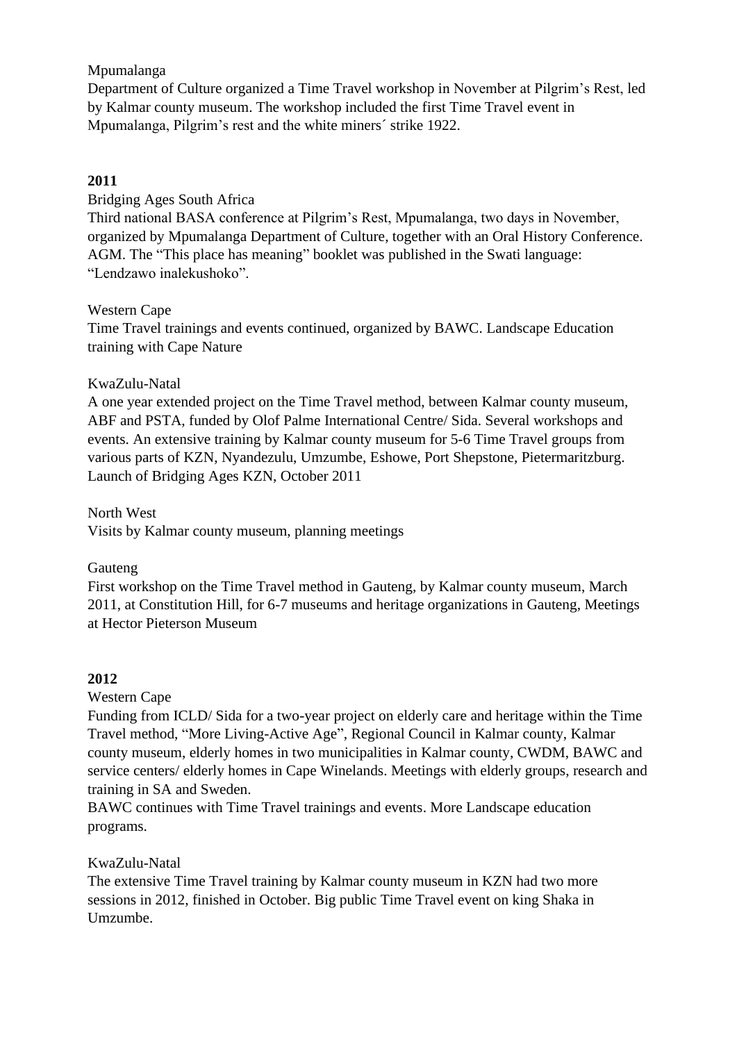Mpumalanga

Department of Culture organized a Time Travel workshop in November at Pilgrim's Rest, led by Kalmar county museum. The workshop included the first Time Travel event in Mpumalanga, Pilgrim's rest and the white miners´ strike 1922.

**2011**

Bridging Ages South Africa

Third national BASA conference at Pilgrim's Rest, Mpumalanga, two days in November, organized by Mpumalanga Department of Culture, together with an Oral History Conference. AGM. The "This place has meaning" booklet was published in the Swati language: "Lendzawo inalekushoko".

Western Cape

Time Travel trainings and events continued, organized by BAWC. Landscape Education training with Cape Nature

KwaZulu-Natal

A one year extended project on the Time Travel method, between Kalmar county museum, ABF and PSTA, funded by Olof Palme International Centre/ Sida. Several workshops and events. An extensive training by Kalmar county museum for 5-6 Time Travel groups from various parts of KZN, Nyandezulu, Umzumbe, Eshowe, Port Shepstone, Pietermaritzburg. Launch of Bridging Ages KZN, October 2011

North West

Visits by Kalmar county museum, planning meetings

Gauteng

First workshop on the Time Travel method in Gauteng, by Kalmar county museum, March 2011, at Constitution Hill, for 6-7 museums and heritage organizations in Gauteng, Meetings at Hector Pieterson Museum

**2012**

Western Cape

Funding from ICLD/ Sida for a two-year project on elderly care and heritage within the Time Travel method, "More Living-Active Age", Regional Council in Kalmar county, Kalmar county museum, elderly homes in two municipalities in Kalmar county, CWDM, BAWC and service centers/ elderly homes in Cape Winelands. Meetings with elderly groups, research and training in SA and Sweden.

BAWC continues with Time Travel trainings and events. More Landscape education programs.

KwaZulu-Natal

The extensive Time Travel training by Kalmar county museum in KZN had two more sessions in 2012, finished in October. Big public Time Travel event on king Shaka in Umzumbe.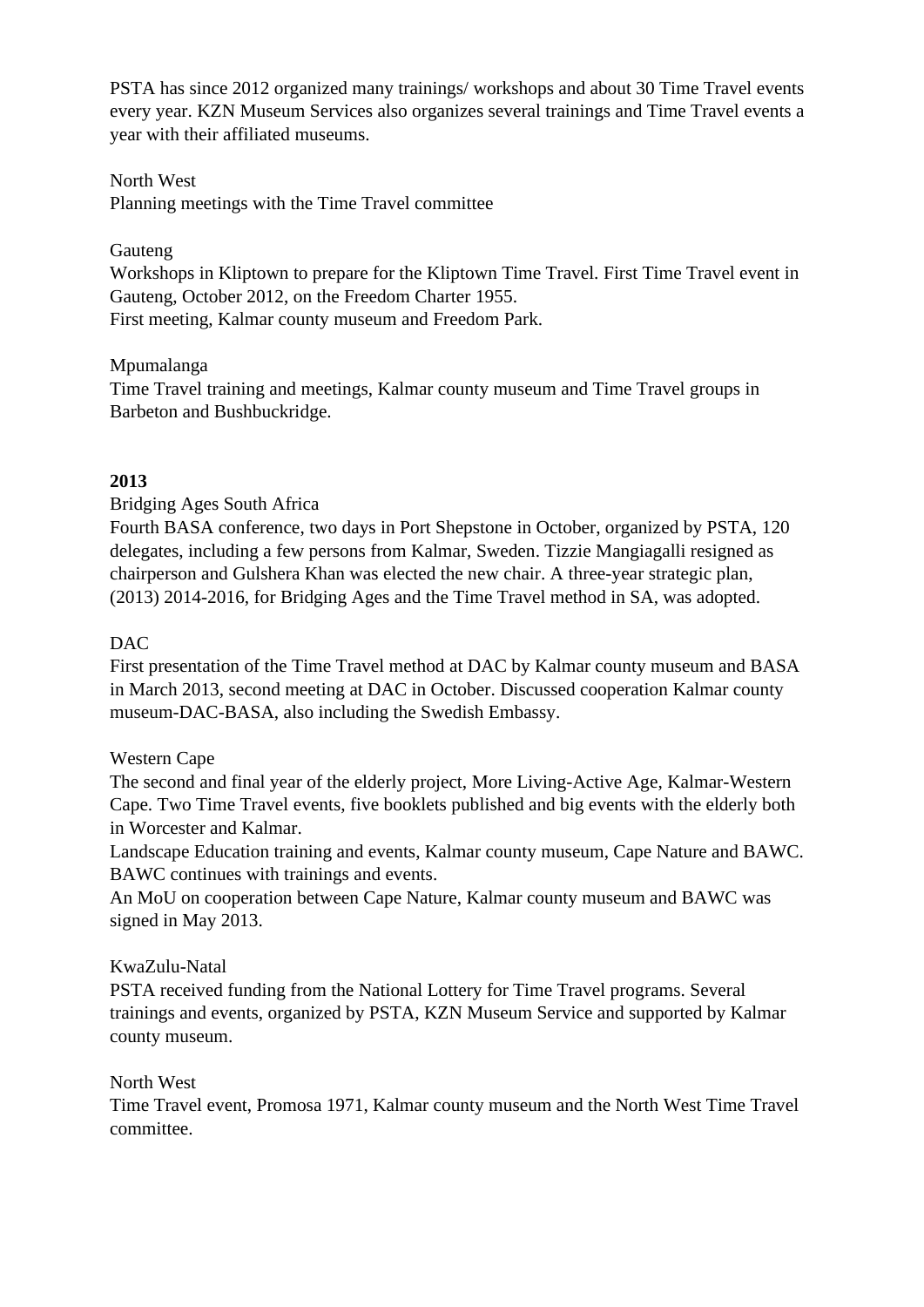PSTA has since 2012 organized many trainings/ workshops and about 30 Time Travel events every year. KZN Museum Services also organizes several trainings and Time Travel events a year with their affiliated museums.

North West
Planning meetings with the Time Travel committee

Gauteng
Workshops in Kliptown to prepare for the Kliptown Time Travel. First Time Travel event in Gauteng, October 2012, on the Freedom Charter 1955.
First meeting, Kalmar county museum and Freedom Park.

Mpumalanga
Time Travel training and meetings, Kalmar county museum and Time Travel groups in Barbeton and Bushbuckridge.

**2013**

Bridging Ages South Africa
Fourth BASA conference, two days in Port Shepstone in October, organized by PSTA, 120 delegates, including a few persons from Kalmar, Sweden. Tizzie Mangiagalli resigned as chairperson and Gulshera Khan was elected the new chair. A three-year strategic plan, (2013) 2014-2016, for Bridging Ages and the Time Travel method in SA, was adopted.

DAC
First presentation of the Time Travel method at DAC by Kalmar county museum and BASA in March 2013, second meeting at DAC in October. Discussed cooperation Kalmar county museum-DAC-BASA, also including the Swedish Embassy.

Western Cape
The second and final year of the elderly project, More Living-Active Age, Kalmar-Western Cape. Two Time Travel events, five booklets published and big events with the elderly both in Worcester and Kalmar.
Landscape Education training and events, Kalmar county museum, Cape Nature and BAWC. BAWC continues with trainings and events.
An MoU on cooperation between Cape Nature, Kalmar county museum and BAWC was signed in May 2013.

KwaZulu-Natal
PSTA received funding from the National Lottery for Time Travel programs. Several trainings and events, organized by PSTA, KZN Museum Service and supported by Kalmar county museum.

North West
Time Travel event, Promosa 1971, Kalmar county museum and the North West Time Travel committee.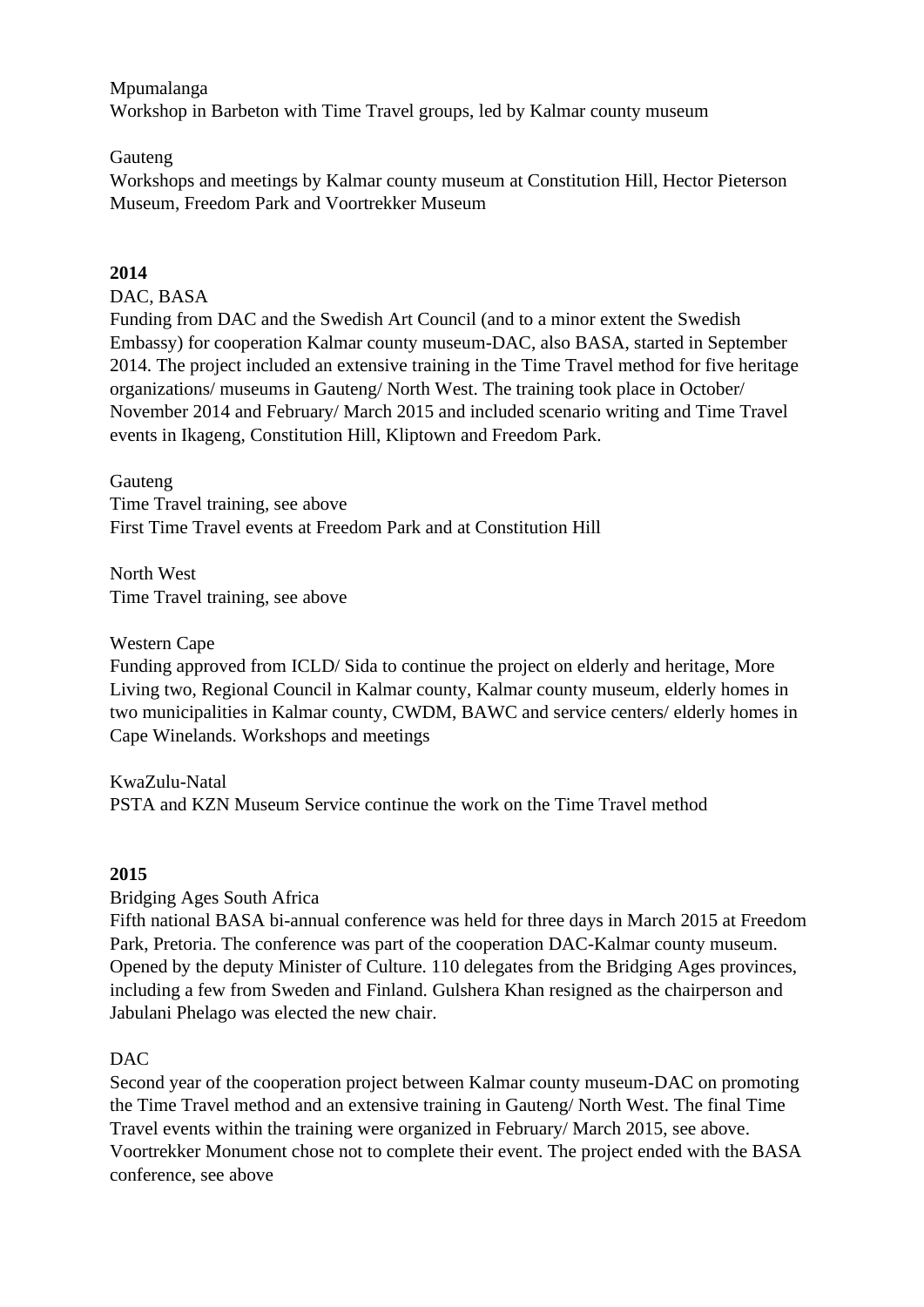Mpumalanga
Workshop in Barbeton with Time Travel groups, led by Kalmar county museum

Gauteng
Workshops and meetings by Kalmar county museum at Constitution Hill, Hector Pieterson Museum, Freedom Park and Voortrekker Museum

**2014**

DAC, BASA
Funding from DAC and the Swedish Art Council (and to a minor extent the Swedish Embassy) for cooperation Kalmar county museum-DAC, also BASA, started in September 2014. The project included an extensive training in the Time Travel method for five heritage organizations/ museums in Gauteng/ North West. The training took place in October/ November 2014 and February/ March 2015 and included scenario writing and Time Travel events in Ikageng, Constitution Hill, Kliptown and Freedom Park.

Gauteng
Time Travel training, see above
First Time Travel events at Freedom Park and at Constitution Hill

North West
Time Travel training, see above

Western Cape
Funding approved from ICLD/ Sida to continue the project on elderly and heritage, More Living two, Regional Council in Kalmar county, Kalmar county museum, elderly homes in two municipalities in Kalmar county, CWDM, BAWC and service centers/ elderly homes in Cape Winelands. Workshops and meetings

KwaZulu-Natal
PSTA and KZN Museum Service continue the work on the Time Travel method

**2015**

Bridging Ages South Africa
Fifth national BASA bi-annual conference was held for three days in March 2015 at Freedom Park, Pretoria. The conference was part of the cooperation DAC-Kalmar county museum. Opened by the deputy Minister of Culture. 110 delegates from the Bridging Ages provinces, including a few from Sweden and Finland. Gulshera Khan resigned as the chairperson and Jabulani Phelago was elected the new chair.

DAC
Second year of the cooperation project between Kalmar county museum-DAC on promoting the Time Travel method and an extensive training in Gauteng/ North West. The final Time Travel events within the training were organized in February/ March 2015, see above. Voortrekker Monument chose not to complete their event. The project ended with the BASA conference, see above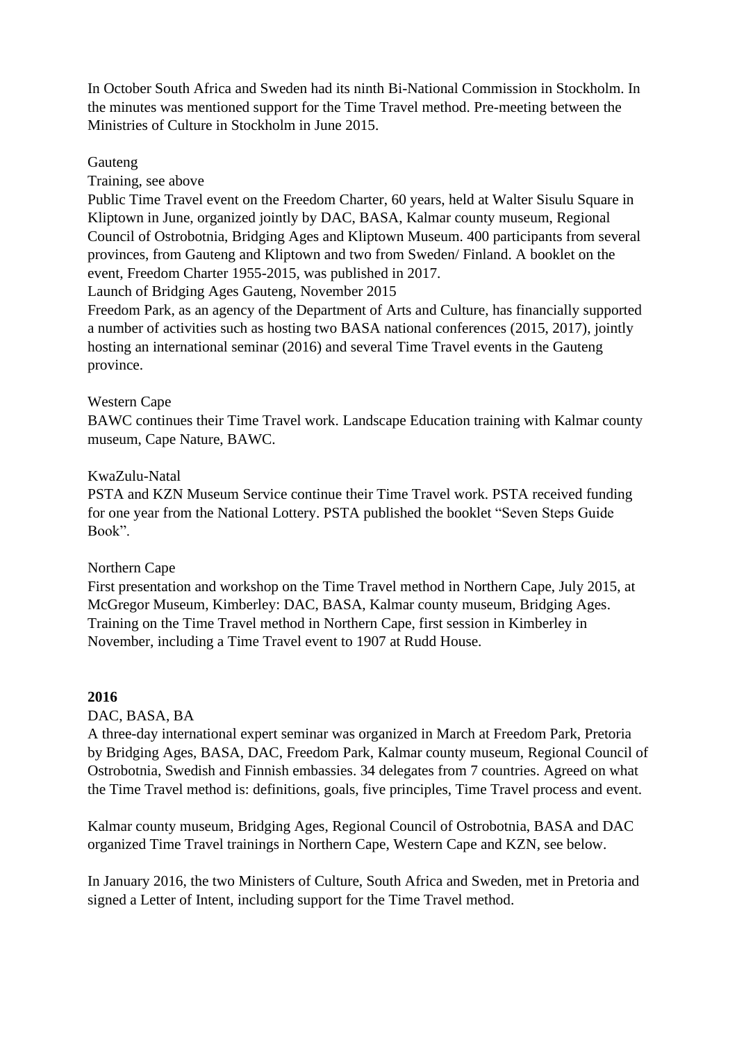In October South Africa and Sweden had its ninth Bi-National Commission in Stockholm. In the minutes was mentioned support for the Time Travel method. Pre-meeting between the Ministries of Culture in Stockholm in June 2015.

Gauteng
Training, see above
Public Time Travel event on the Freedom Charter, 60 years, held at Walter Sisulu Square in Kliptown in June, organized jointly by DAC, BASA, Kalmar county museum, Regional Council of Ostrobotnia, Bridging Ages and Kliptown Museum. 400 participants from several provinces, from Gauteng and Kliptown and two from Sweden/ Finland. A booklet on the event, Freedom Charter 1955-2015, was published in 2017.
Launch of Bridging Ages Gauteng, November 2015
Freedom Park, as an agency of the Department of Arts and Culture, has financially supported a number of activities such as hosting two BASA national conferences (2015, 2017), jointly hosting an international seminar (2016) and several Time Travel events in the Gauteng province.

Western Cape
BAWC continues their Time Travel work. Landscape Education training with Kalmar county museum, Cape Nature, BAWC.

KwaZulu-Natal
PSTA and KZN Museum Service continue their Time Travel work. PSTA received funding for one year from the National Lottery. PSTA published the booklet "Seven Steps Guide Book".

Northern Cape
First presentation and workshop on the Time Travel method in Northern Cape, July 2015, at McGregor Museum, Kimberley: DAC, BASA, Kalmar county museum, Bridging Ages.
Training on the Time Travel method in Northern Cape, first session in Kimberley in November, including a Time Travel event to 1907 at Rudd House.

**2016**

DAC, BASA, BA
A three-day international expert seminar was organized in March at Freedom Park, Pretoria by Bridging Ages, BASA, DAC, Freedom Park, Kalmar county museum, Regional Council of Ostrobotnia, Swedish and Finnish embassies. 34 delegates from 7 countries. Agreed on what the Time Travel method is: definitions, goals, five principles, Time Travel process and event.

Kalmar county museum, Bridging Ages, Regional Council of Ostrobotnia, BASA and DAC organized Time Travel trainings in Northern Cape, Western Cape and KZN, see below.

In January 2016, the two Ministers of Culture, South Africa and Sweden, met in Pretoria and signed a Letter of Intent, including support for the Time Travel method.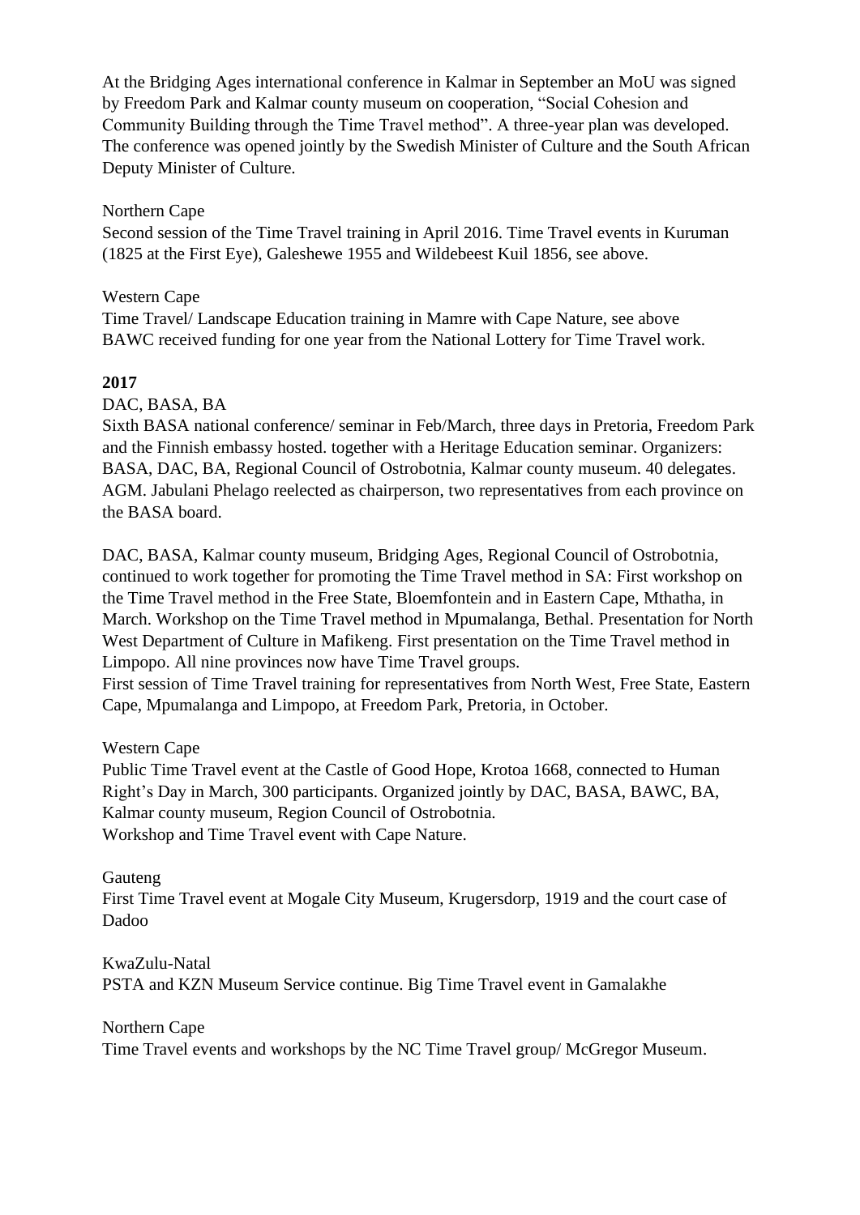At the Bridging Ages international conference in Kalmar in September an MoU was signed by Freedom Park and Kalmar county museum on cooperation, "Social Cohesion and Community Building through the Time Travel method". A three-year plan was developed. The conference was opened jointly by the Swedish Minister of Culture and the South African Deputy Minister of Culture.

Northern Cape
Second session of the Time Travel training in April 2016. Time Travel events in Kuruman (1825 at the First Eye), Galeshewe 1955 and Wildebeest Kuil 1856, see above.

Western Cape
Time Travel/ Landscape Education training in Mamre with Cape Nature, see above
BAWC received funding for one year from the National Lottery for Time Travel work.

**2017**
DAC, BASA, BA
Sixth BASA national conference/ seminar in Feb/March, three days in Pretoria, Freedom Park and the Finnish embassy hosted. together with a Heritage Education seminar. Organizers: BASA, DAC, BA, Regional Council of Ostrobotnia, Kalmar county museum. 40 delegates. AGM. Jabulani Phelago reelected as chairperson, two representatives from each province on the BASA board.

DAC, BASA, Kalmar county museum, Bridging Ages, Regional Council of Ostrobotnia, continued to work together for promoting the Time Travel method in SA: First workshop on the Time Travel method in the Free State, Bloemfontein and in Eastern Cape, Mthatha, in March. Workshop on the Time Travel method in Mpumalanga, Bethal. Presentation for North West Department of Culture in Mafikeng. First presentation on the Time Travel method in Limpopo. All nine provinces now have Time Travel groups.
First session of Time Travel training for representatives from North West, Free State, Eastern Cape, Mpumalanga and Limpopo, at Freedom Park, Pretoria, in October.

Western Cape
Public Time Travel event at the Castle of Good Hope, Krotoa 1668, connected to Human Right's Day in March, 300 participants. Organized jointly by DAC, BASA, BAWC, BA, Kalmar county museum, Region Council of Ostrobotnia.
Workshop and Time Travel event with Cape Nature.

Gauteng
First Time Travel event at Mogale City Museum, Krugersdorp, 1919 and the court case of Dadoo

KwaZulu-Natal
PSTA and KZN Museum Service continue. Big Time Travel event in Gamalakhe

Northern Cape
Time Travel events and workshops by the NC Time Travel group/ McGregor Museum.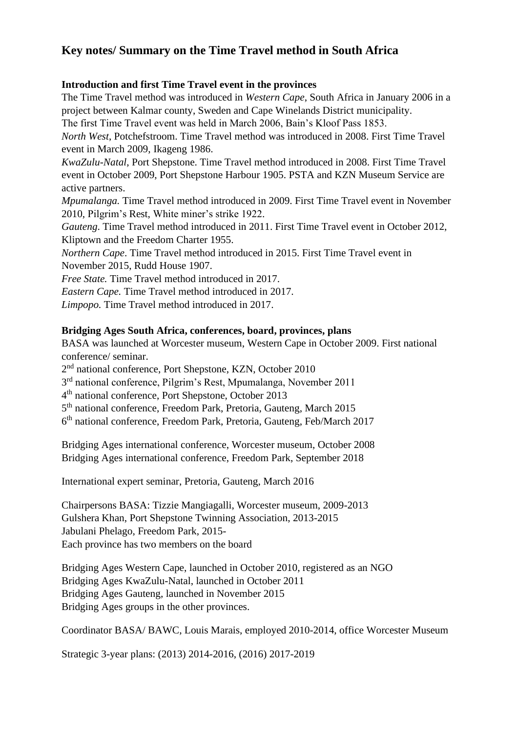# Key notes/ Summary on the Time Travel method in South Africa

**Introduction and first Time Travel event in the provinces**

The Time Travel method was introduced in *Western Cape*, South Africa in January 2006 in a project between Kalmar county, Sweden and Cape Winelands District municipality.
The first Time Travel event was held in March 2006, Bain's Kloof Pass 1853.
*North West*, Potchefstroom. Time Travel method was introduced in 2008. First Time Travel event in March 2009, Ikageng 1986.
*KwaZulu-Natal*, Port Shepstone. Time Travel method introduced in 2008. First Time Travel event in October 2009, Port Shepstone Harbour 1905. PSTA and KZN Museum Service are active partners.
*Mpumalanga.* Time Travel method introduced in 2009. First Time Travel event in November 2010, Pilgrim's Rest, White miner's strike 1922.
*Gauteng*. Time Travel method introduced in 2011. First Time Travel event in October 2012, Kliptown and the Freedom Charter 1955.
*Northern Cape*. Time Travel method introduced in 2015. First Time Travel event in November 2015, Rudd House 1907.
*Free State.* Time Travel method introduced in 2017.
*Eastern Cape.* Time Travel method introduced in 2017.
*Limpopo.* Time Travel method introduced in 2017.

**Bridging Ages South Africa, conferences, board, provinces, plans**

BASA was launched at Worcester museum, Western Cape in October 2009. First national conference/ seminar.
2nd national conference, Port Shepstone, KZN, October 2010
3rd national conference, Pilgrim's Rest, Mpumalanga, November 2011
4th national conference, Port Shepstone, October 2013
5th national conference, Freedom Park, Pretoria, Gauteng, March 2015
6th national conference, Freedom Park, Pretoria, Gauteng, Feb/March 2017

Bridging Ages international conference, Worcester museum, October 2008
Bridging Ages international conference, Freedom Park, September 2018

International expert seminar, Pretoria, Gauteng, March 2016

Chairpersons BASA: Tizzie Mangiagalli, Worcester museum, 2009-2013
Gulshera Khan, Port Shepstone Twinning Association, 2013-2015
Jabulani Phelago, Freedom Park, 2015-
Each province has two members on the board

Bridging Ages Western Cape, launched in October 2010, registered as an NGO
Bridging Ages KwaZulu-Natal, launched in October 2011
Bridging Ages Gauteng, launched in November 2015
Bridging Ages groups in the other provinces.

Coordinator BASA/ BAWC, Louis Marais, employed 2010-2014, office Worcester Museum

Strategic 3-year plans: (2013) 2014-2016, (2016) 2017-2019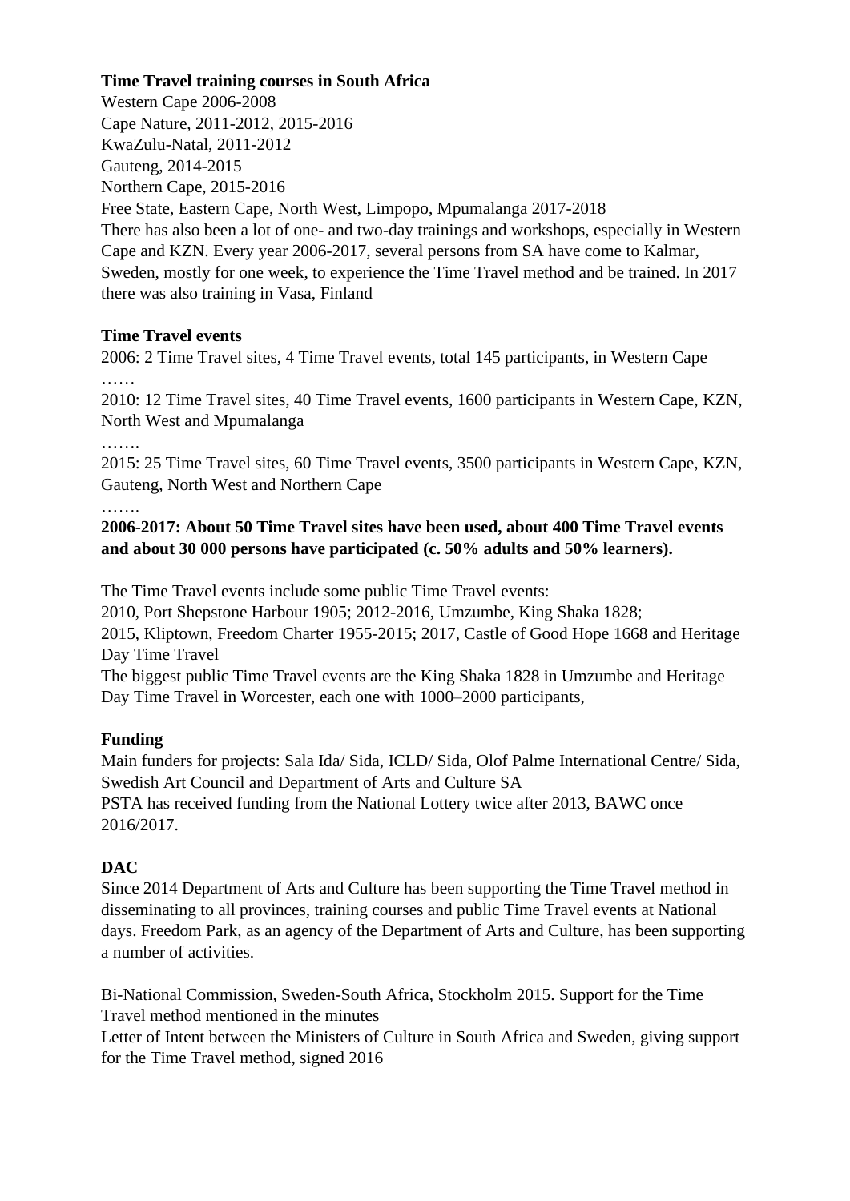**Time Travel training courses in South Africa**

Western Cape 2006-2008
Cape Nature, 2011-2012, 2015-2016
KwaZulu-Natal, 2011-2012
Gauteng, 2014-2015
Northern Cape, 2015-2016
Free State, Eastern Cape, North West, Limpopo, Mpumalanga 2017-2018
There has also been a lot of one- and two-day trainings and workshops, especially in Western Cape and KZN. Every year 2006-2017, several persons from SA have come to Kalmar, Sweden, mostly for one week, to experience the Time Travel method and be trained. In 2017 there was also training in Vasa, Finland

**Time Travel events**

2006: 2 Time Travel sites, 4 Time Travel events, total 145 participants, in Western Cape
……
2010: 12 Time Travel sites, 40 Time Travel events, 1600 participants in Western Cape, KZN, North West and Mpumalanga
…….
2015: 25 Time Travel sites, 60 Time Travel events, 3500 participants in Western Cape, KZN, Gauteng, North West and Northern Cape
…….
**2006-2017: About 50 Time Travel sites have been used, about 400 Time Travel events and about 30 000 persons have participated (c. 50% adults and 50% learners).**

The Time Travel events include some public Time Travel events:
2010, Port Shepstone Harbour 1905; 2012-2016, Umzumbe, King Shaka 1828;
2015, Kliptown, Freedom Charter 1955-2015; 2017, Castle of Good Hope 1668 and Heritage Day Time Travel
The biggest public Time Travel events are the King Shaka 1828 in Umzumbe and Heritage Day Time Travel in Worcester, each one with 1000–2000 participants,

**Funding**

Main funders for projects: Sala Ida/ Sida, ICLD/ Sida, Olof Palme International Centre/ Sida, Swedish Art Council and Department of Arts and Culture SA
PSTA has received funding from the National Lottery twice after 2013, BAWC once 2016/2017.

**DAC**

Since 2014 Department of Arts and Culture has been supporting the Time Travel method in disseminating to all provinces, training courses and public Time Travel events at National days. Freedom Park, as an agency of the Department of Arts and Culture, has been supporting a number of activities.

Bi-National Commission, Sweden-South Africa, Stockholm 2015. Support for the Time Travel method mentioned in the minutes
Letter of Intent between the Ministers of Culture in South Africa and Sweden, giving support for the Time Travel method, signed 2016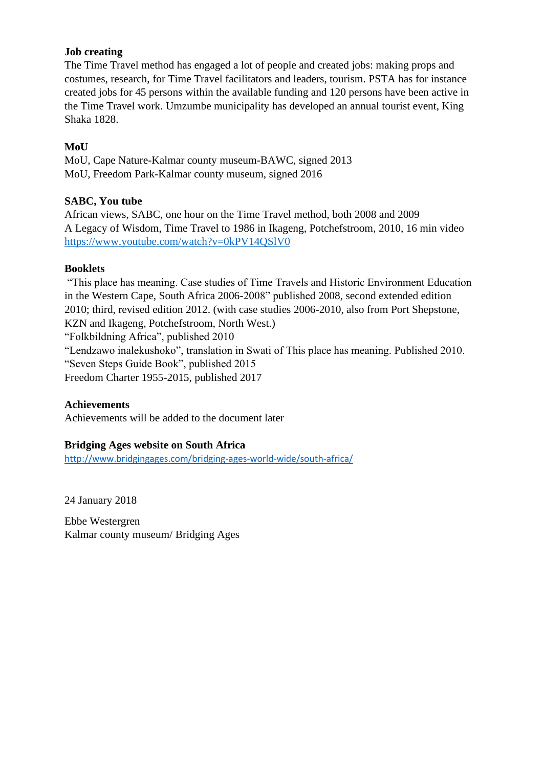**Job creating**

The Time Travel method has engaged a lot of people and created jobs: making props and costumes, research, for Time Travel facilitators and leaders, tourism. PSTA has for instance created jobs for 45 persons within the available funding and 120 persons have been active in the Time Travel work. Umzumbe municipality has developed an annual tourist event, King Shaka 1828.

**MoU**

MoU, Cape Nature-Kalmar county museum-BAWC, signed 2013
MoU, Freedom Park-Kalmar county museum, signed 2016

**SABC, You tube**

African views, SABC, one hour on the Time Travel method, both 2008 and 2009
A Legacy of Wisdom, Time Travel to 1986 in Ikageng, Potchefstroom, 2010, 16 min video
https://www.youtube.com/watch?v=0kPV14QSlV0

**Booklets**

"This place has meaning. Case studies of Time Travels and Historic Environment Education in the Western Cape, South Africa 2006-2008" published 2008, second extended edition 2010; third, revised edition 2012. (with case studies 2006-2010, also from Port Shepstone, KZN and Ikageng, Potchefstroom, North West.)
"Folkbildning Africa", published 2010
"Lendzawo inalekushoko", translation in Swati of This place has meaning. Published 2010.
"Seven Steps Guide Book", published 2015
Freedom Charter 1955-2015, published 2017

**Achievements**

Achievements will be added to the document later

**Bridging Ages website on South Africa**

http://www.bridgingages.com/bridging-ages-world-wide/south-africa/

24 January 2018

Ebbe Westergren
Kalmar county museum/ Bridging Ages